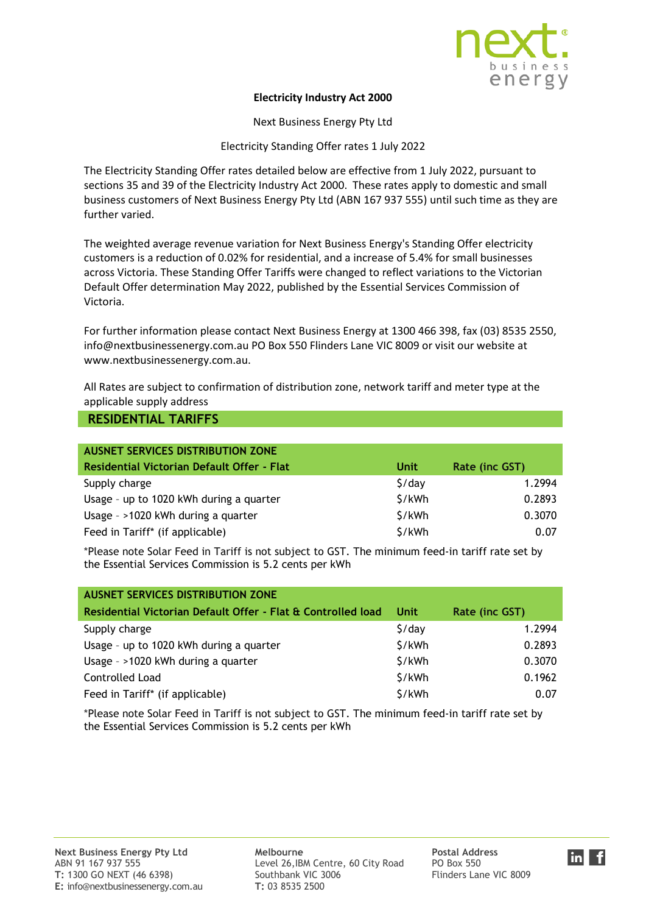**Electricity Industry Act 2000**

Next Business Energy Pty Ltd

Electricity Standing Offer rates 1 July 2022

The Electricity Standing Offer rates detailed below are effective from 1 July 2022, pursuant to sections 35 and 39 of the Electricity Industry Act 2000. These rates apply to domestic and small business customers of Next Business Energy Pty Ltd (ABN 167 937 555) until such time as they are further varied.

The weighted average revenue variation for Next Business Energy's Standing Offer electricity customers is a reduction of 0.02% for residential, and a increase of 5.4% for small businesses across Victoria. These Standing Offer Tariffs were changed to reflect variations to the Victorian Default Offer determination May 2022, published by the Essential Services Commission of Victoria.

For further information please contact Next Business Energy at 1300 466 398, fax (03) 8535 2550, info@nextbusinessenergy.com.au PO Box 550 Flinders Lane VIC 8009 or visit our website at www.nextbusinessenergy.com.au.

All Rates are subject to confirmation of distribution zone, network tariff and meter type at the applicable supply address

## RESIDENTIAL TARIFFS

| AUSNET SERVICES DISTRIBUTION ZONE<br>Residential Victorian Default Offer - Flat | Unit | Rate (inc GST) |
|---|---|---|
| Supply charge | $/day | 1.2994 |
| Usage - up to 1020 kWh during a quarter | $/kWh | 0.2893 |
| Usage - >1020 kWh during a quarter | $/kWh | 0.3070 |
| Feed in Tariff* (if applicable) | $/kWh | 0.07 |

*Please note Solar Feed in Tariff is not subject to GST. The minimum feed-in tariff rate set by the Essential Services Commission is 5.2 cents per kWh

| AUSNET SERVICES DISTRIBUTION ZONE<br>Residential Victorian Default Offer - Flat & Controlled load | Unit | Rate (inc GST) |
|---|---|---|
| Supply charge | $/day | 1.2994 |
| Usage - up to 1020 kWh during a quarter | $/kWh | 0.2893 |
| Usage - >1020 kWh during a quarter | $/kWh | 0.3070 |
| Controlled Load | $/kWh | 0.1962 |
| Feed in Tariff* (if applicable) | $/kWh | 0.07 |

*Please note Solar Feed in Tariff is not subject to GST. The minimum feed-in tariff rate set by the Essential Services Commission is 5.2 cents per kWh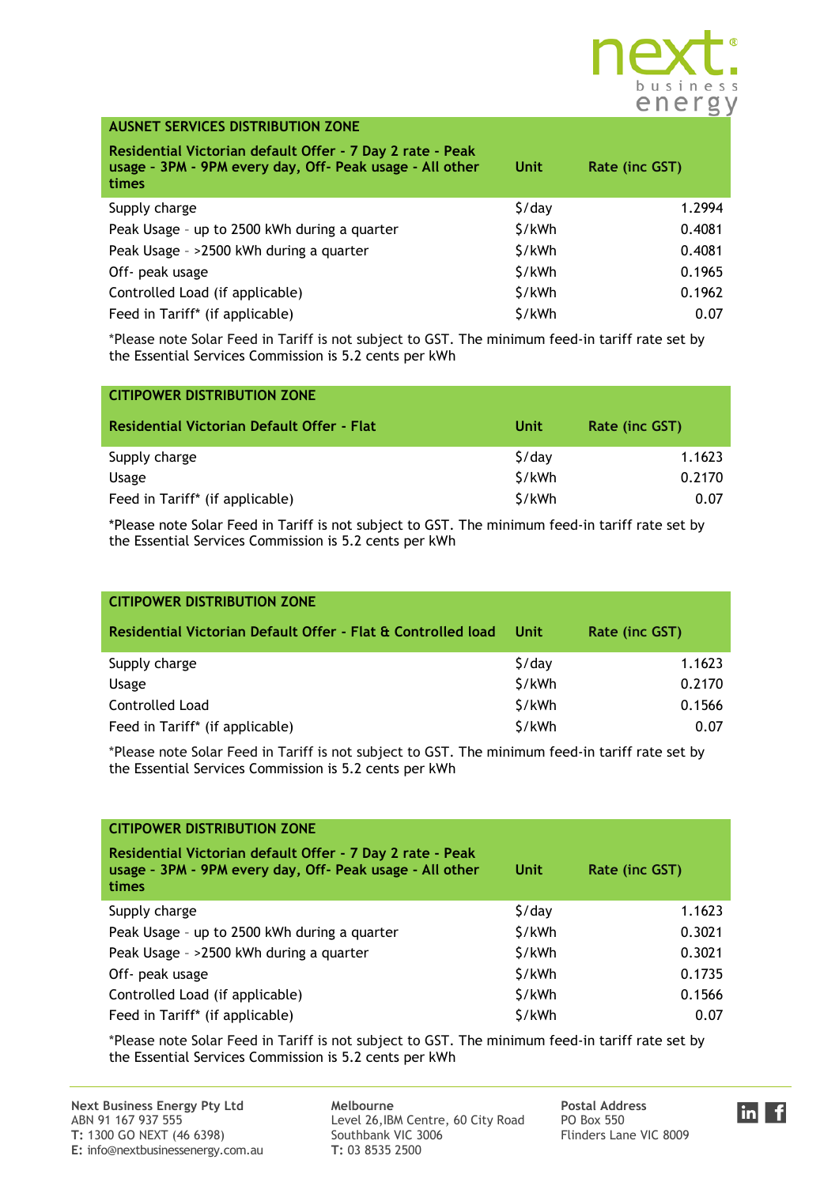## AUSNET SERVICES DISTRIBUTION ZONE

| Residential Victorian default Offer - 7 Day 2 rate - Peak usage - 3PM - 9PM every day, Off- Peak usage - All other times | Unit | Rate (inc GST) |
|---|---|---|
| Supply charge | $/day | 1.2994 |
| Peak Usage – up to 2500 kWh during a quarter | $/kWh | 0.4081 |
| Peak Usage – >2500 kWh during a quarter | $/kWh | 0.4081 |
| Off- peak usage | $/kWh | 0.1965 |
| Controlled Load (if applicable) | $/kWh | 0.1962 |
| Feed in Tariff* (if applicable) | $/kWh | 0.07 |

*Please note Solar Feed in Tariff is not subject to GST. The minimum feed-in tariff rate set by the Essential Services Commission is 5.2 cents per kWh

## CITIPOWER DISTRIBUTION ZONE

| Residential Victorian Default Offer - Flat | Unit | Rate (inc GST) |
|---|---|---|
| Supply charge | $/day | 1.1623 |
| Usage | $/kWh | 0.2170 |
| Feed in Tariff* (if applicable) | $/kWh | 0.07 |

*Please note Solar Feed in Tariff is not subject to GST. The minimum feed-in tariff rate set by the Essential Services Commission is 5.2 cents per kWh

## CITIPOWER DISTRIBUTION ZONE

| Residential Victorian Default Offer - Flat & Controlled load | Unit | Rate (inc GST) |
|---|---|---|
| Supply charge | $/day | 1.1623 |
| Usage | $/kWh | 0.2170 |
| Controlled Load | $/kWh | 0.1566 |
| Feed in Tariff* (if applicable) | $/kWh | 0.07 |

*Please note Solar Feed in Tariff is not subject to GST. The minimum feed-in tariff rate set by the Essential Services Commission is 5.2 cents per kWh

## CITIPOWER DISTRIBUTION ZONE

| Residential Victorian default Offer - 7 Day 2 rate - Peak usage - 3PM - 9PM every day, Off- Peak usage - All other times | Unit | Rate (inc GST) |
|---|---|---|
| Supply charge | $/day | 1.1623 |
| Peak Usage – up to 2500 kWh during a quarter | $/kWh | 0.3021 |
| Peak Usage – >2500 kWh during a quarter | $/kWh | 0.3021 |
| Off- peak usage | $/kWh | 0.1735 |
| Controlled Load (if applicable) | $/kWh | 0.1566 |
| Feed in Tariff* (if applicable) | $/kWh | 0.07 |

*Please note Solar Feed in Tariff is not subject to GST. The minimum feed-in tariff rate set by the Essential Services Commission is 5.2 cents per kWh

**Next Business Energy Pty Ltd**
ABN 91 167 937 555
**T:** 1300 GO NEXT (46 6398)
**E:** info@nextbusinessenergy.com.au

**Melbourne**
Level 26,IBM Centre, 60 City Road
Southbank VIC 3006
**T:** 03 8535 2500

**Postal Address**
PO Box 550
Flinders Lane VIC 8009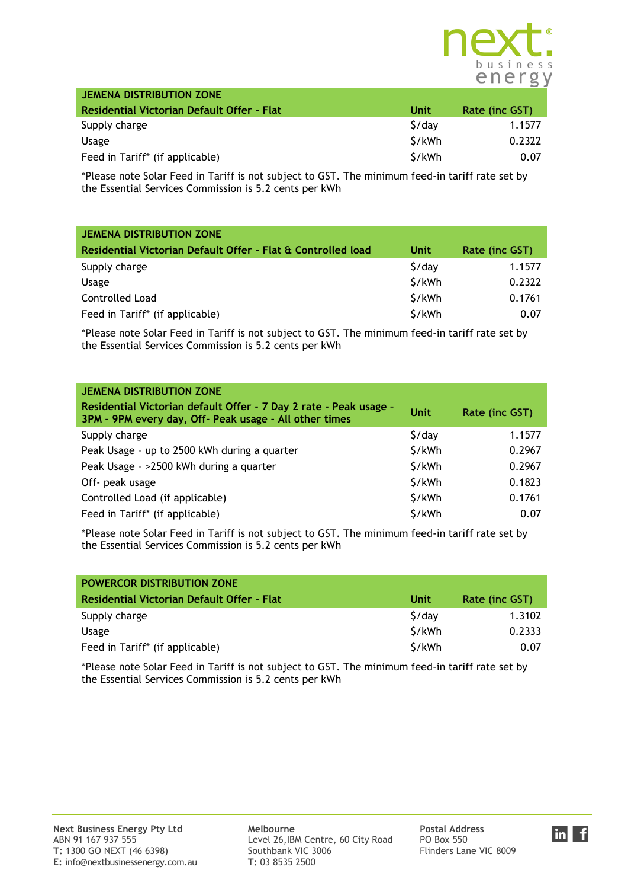| JEMENA DISTRIBUTION ZONE | | |
|---|---|---|
| **Residential Victorian Default Offer - Flat** | **Unit** | **Rate (inc GST)** |
| Supply charge | $/day | 1.1577 |
| Usage | $/kWh | 0.2322 |
| Feed in Tariff* (if applicable) | $/kWh | 0.07 |

*Please note Solar Feed in Tariff is not subject to GST. The minimum feed-in tariff rate set by the Essential Services Commission is 5.2 cents per kWh

| JEMENA DISTRIBUTION ZONE | | |
|---|---|---|
| **Residential Victorian Default Offer - Flat & Controlled load** | **Unit** | **Rate (inc GST)** |
| Supply charge | $/day | 1.1577 |
| Usage | $/kWh | 0.2322 |
| Controlled Load | $/kWh | 0.1761 |
| Feed in Tariff* (if applicable) | $/kWh | 0.07 |

*Please note Solar Feed in Tariff is not subject to GST. The minimum feed-in tariff rate set by the Essential Services Commission is 5.2 cents per kWh

| JEMENA DISTRIBUTION ZONE | | |
|---|---|---|
| **Residential Victorian default Offer - 7 Day 2 rate - Peak usage - 3PM - 9PM every day, Off- Peak usage - All other times** | **Unit** | **Rate (inc GST)** |
| Supply charge | $/day | 1.1577 |
| Peak Usage – up to 2500 kWh during a quarter | $/kWh | 0.2967 |
| Peak Usage – >2500 kWh during a quarter | $/kWh | 0.2967 |
| Off- peak usage | $/kWh | 0.1823 |
| Controlled Load (if applicable) | $/kWh | 0.1761 |
| Feed in Tariff* (if applicable) | $/kWh | 0.07 |

*Please note Solar Feed in Tariff is not subject to GST. The minimum feed-in tariff rate set by the Essential Services Commission is 5.2 cents per kWh

| POWERCOR DISTRIBUTION ZONE | | |
|---|---|---|
| **Residential Victorian Default Offer - Flat** | **Unit** | **Rate (inc GST)** |
| Supply charge | $/day | 1.3102 |
| Usage | $/kWh | 0.2333 |
| Feed in Tariff* (if applicable) | $/kWh | 0.07 |

*Please note Solar Feed in Tariff is not subject to GST. The minimum feed-in tariff rate set by the Essential Services Commission is 5.2 cents per kWh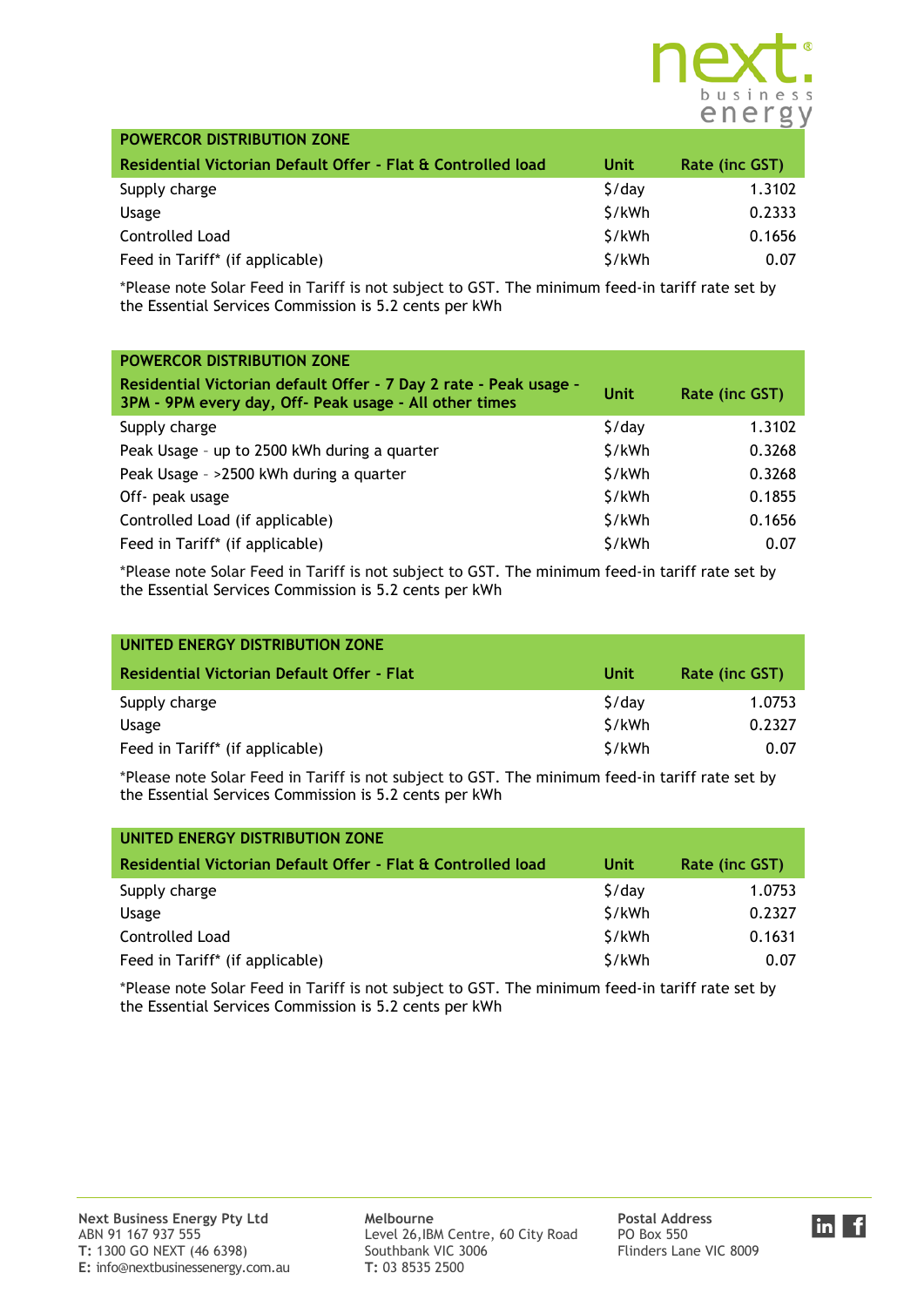| POWERCOR DISTRIBUTION ZONE | | |
|---|---|---|
| **Residential Victorian Default Offer - Flat & Controlled load** | **Unit** | **Rate (inc GST)** |
| Supply charge | $/day | 1.3102 |
| Usage | $/kWh | 0.2333 |
| Controlled Load | $/kWh | 0.1656 |
| Feed in Tariff* (if applicable) | $/kWh | 0.07 |

*Please note Solar Feed in Tariff is not subject to GST. The minimum feed-in tariff rate set by the Essential Services Commission is 5.2 cents per kWh

| POWERCOR DISTRIBUTION ZONE | | |
|---|---|---|
| **Residential Victorian default Offer - 7 Day 2 rate - Peak usage - 3PM - 9PM every day, Off- Peak usage - All other times** | **Unit** | **Rate (inc GST)** |
| Supply charge | $/day | 1.3102 |
| Peak Usage – up to 2500 kWh during a quarter | $/kWh | 0.3268 |
| Peak Usage – >2500 kWh during a quarter | $/kWh | 0.3268 |
| Off- peak usage | $/kWh | 0.1855 |
| Controlled Load (if applicable) | $/kWh | 0.1656 |
| Feed in Tariff* (if applicable) | $/kWh | 0.07 |

*Please note Solar Feed in Tariff is not subject to GST. The minimum feed-in tariff rate set by the Essential Services Commission is 5.2 cents per kWh

| UNITED ENERGY DISTRIBUTION ZONE | | |
|---|---|---|
| **Residential Victorian Default Offer - Flat** | **Unit** | **Rate (inc GST)** |
| Supply charge | $/day | 1.0753 |
| Usage | $/kWh | 0.2327 |
| Feed in Tariff* (if applicable) | $/kWh | 0.07 |

*Please note Solar Feed in Tariff is not subject to GST. The minimum feed-in tariff rate set by the Essential Services Commission is 5.2 cents per kWh

| UNITED ENERGY DISTRIBUTION ZONE | | |
|---|---|---|
| **Residential Victorian Default Offer - Flat & Controlled load** | **Unit** | **Rate (inc GST)** |
| Supply charge | $/day | 1.0753 |
| Usage | $/kWh | 0.2327 |
| Controlled Load | $/kWh | 0.1631 |
| Feed in Tariff* (if applicable) | $/kWh | 0.07 |

*Please note Solar Feed in Tariff is not subject to GST. The minimum feed-in tariff rate set by the Essential Services Commission is 5.2 cents per kWh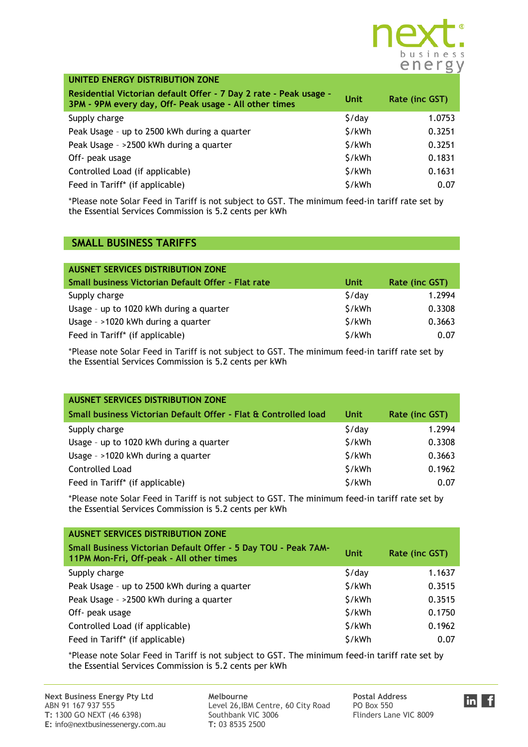| UNITED ENERGY DISTRIBUTION ZONE | | |
|---|---|---|
| **Residential Victorian default Offer - 7 Day 2 rate - Peak usage - 3PM - 9PM every day, Off- Peak usage - All other times** | **Unit** | **Rate (inc GST)** |
| Supply charge | $/day | 1.0753 |
| Peak Usage – up to 2500 kWh during a quarter | $/kWh | 0.3251 |
| Peak Usage – >2500 kWh during a quarter | $/kWh | 0.3251 |
| Off- peak usage | $/kWh | 0.1831 |
| Controlled Load (if applicable) | $/kWh | 0.1631 |
| Feed in Tariff* (if applicable) | $/kWh | 0.07 |

*Please note Solar Feed in Tariff is not subject to GST. The minimum feed-in tariff rate set by the Essential Services Commission is 5.2 cents per kWh

## SMALL BUSINESS TARIFFS

| AUSNET SERVICES DISTRIBUTION ZONE | | |
|---|---|---|
| **Small business Victorian Default Offer - Flat rate** | **Unit** | **Rate (inc GST)** |
| Supply charge | $/day | 1.2994 |
| Usage – up to 1020 kWh during a quarter | $/kWh | 0.3308 |
| Usage – >1020 kWh during a quarter | $/kWh | 0.3663 |
| Feed in Tariff* (if applicable) | $/kWh | 0.07 |

*Please note Solar Feed in Tariff is not subject to GST. The minimum feed-in tariff rate set by the Essential Services Commission is 5.2 cents per kWh

| AUSNET SERVICES DISTRIBUTION ZONE | | |
|---|---|---|
| **Small business Victorian Default Offer - Flat & Controlled load** | **Unit** | **Rate (inc GST)** |
| Supply charge | $/day | 1.2994 |
| Usage – up to 1020 kWh during a quarter | $/kWh | 0.3308 |
| Usage – >1020 kWh during a quarter | $/kWh | 0.3663 |
| Controlled Load | $/kWh | 0.1962 |
| Feed in Tariff* (if applicable) | $/kWh | 0.07 |

*Please note Solar Feed in Tariff is not subject to GST. The minimum feed-in tariff rate set by the Essential Services Commission is 5.2 cents per kWh

| AUSNET SERVICES DISTRIBUTION ZONE | | |
|---|---|---|
| **Small Business Victorian Default Offer - 5 Day TOU - Peak 7AM-11PM Mon-Fri, Off-peak - All other times** | **Unit** | **Rate (inc GST)** |
| Supply charge | $/day | 1.1637 |
| Peak Usage – up to 2500 kWh during a quarter | $/kWh | 0.3515 |
| Peak Usage – >2500 kWh during a quarter | $/kWh | 0.3515 |
| Off- peak usage | $/kWh | 0.1750 |
| Controlled Load (if applicable) | $/kWh | 0.1962 |
| Feed in Tariff* (if applicable) | $/kWh | 0.07 |

*Please note Solar Feed in Tariff is not subject to GST. The minimum feed-in tariff rate set by the Essential Services Commission is 5.2 cents per kWh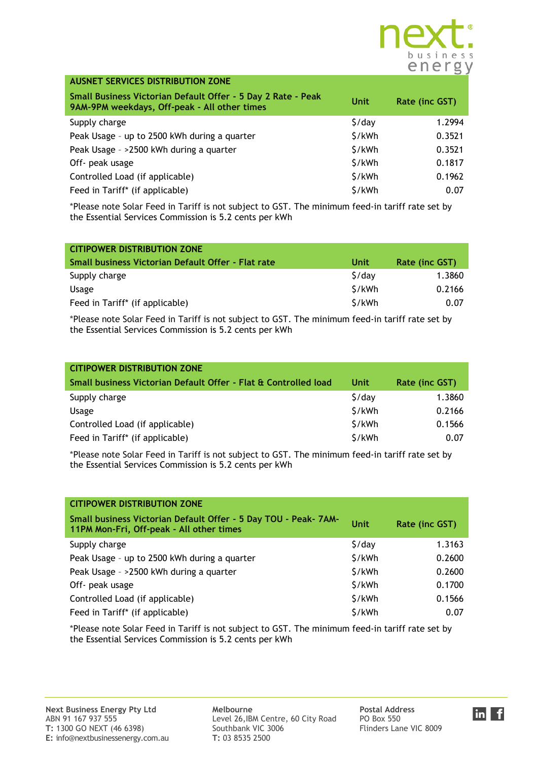| AUSNET SERVICES DISTRIBUTION ZONE | | |
| --- | --- | --- |
| Small Business Victorian Default Offer - 5 Day 2 Rate - Peak 9AM-9PM weekdays, Off-peak - All other times | Unit | Rate (inc GST) |
| Supply charge | $/day | 1.2994 |
| Peak Usage – up to 2500 kWh during a quarter | $/kWh | 0.3521 |
| Peak Usage – >2500 kWh during a quarter | $/kWh | 0.3521 |
| Off- peak usage | $/kWh | 0.1817 |
| Controlled Load (if applicable) | $/kWh | 0.1962 |
| Feed in Tariff* (if applicable) | $/kWh | 0.07 |

*Please note Solar Feed in Tariff is not subject to GST. The minimum feed-in tariff rate set by the Essential Services Commission is 5.2 cents per kWh

| CITIPOWER DISTRIBUTION ZONE | | |
| --- | --- | --- |
| Small business Victorian Default Offer - Flat rate | Unit | Rate (inc GST) |
| Supply charge | $/day | 1.3860 |
| Usage | $/kWh | 0.2166 |
| Feed in Tariff* (if applicable) | $/kWh | 0.07 |

*Please note Solar Feed in Tariff is not subject to GST. The minimum feed-in tariff rate set by the Essential Services Commission is 5.2 cents per kWh

| CITIPOWER DISTRIBUTION ZONE | | |
| --- | --- | --- |
| Small business Victorian Default Offer - Flat & Controlled load | Unit | Rate (inc GST) |
| Supply charge | $/day | 1.3860 |
| Usage | $/kWh | 0.2166 |
| Controlled Load (if applicable) | $/kWh | 0.1566 |
| Feed in Tariff* (if applicable) | $/kWh | 0.07 |

*Please note Solar Feed in Tariff is not subject to GST. The minimum feed-in tariff rate set by the Essential Services Commission is 5.2 cents per kWh

| CITIPOWER DISTRIBUTION ZONE | | |
| --- | --- | --- |
| Small business Victorian Default Offer - 5 Day TOU - Peak- 7AM-11PM Mon-Fri, Off-peak - All other times | Unit | Rate (inc GST) |
| Supply charge | $/day | 1.3163 |
| Peak Usage – up to 2500 kWh during a quarter | $/kWh | 0.2600 |
| Peak Usage – >2500 kWh during a quarter | $/kWh | 0.2600 |
| Off- peak usage | $/kWh | 0.1700 |
| Controlled Load (if applicable) | $/kWh | 0.1566 |
| Feed in Tariff* (if applicable) | $/kWh | 0.07 |

*Please note Solar Feed in Tariff is not subject to GST. The minimum feed-in tariff rate set by the Essential Services Commission is 5.2 cents per kWh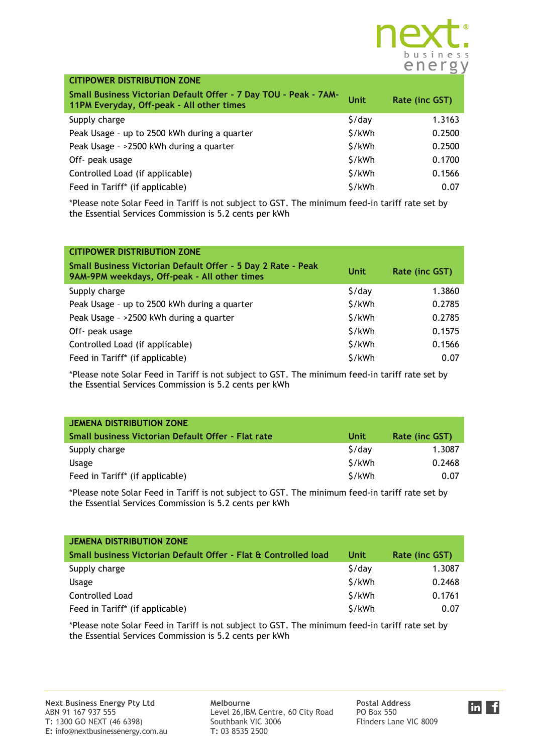| CITIPOWER DISTRIBUTION ZONE | | |
|---|---|---|
| **Small Business Victorian Default Offer - 7 Day TOU - Peak - 7AM-11PM Everyday, Off-peak - All other times** | **Unit** | **Rate (inc GST)** |
| Supply charge | $/day | 1.3163 |
| Peak Usage – up to 2500 kWh during a quarter | $/kWh | 0.2500 |
| Peak Usage – >2500 kWh during a quarter | $/kWh | 0.2500 |
| Off- peak usage | $/kWh | 0.1700 |
| Controlled Load (if applicable) | $/kWh | 0.1566 |
| Feed in Tariff* (if applicable) | $/kWh | 0.07 |

*Please note Solar Feed in Tariff is not subject to GST. The minimum feed-in tariff rate set by the Essential Services Commission is 5.2 cents per kWh

| CITIPOWER DISTRIBUTION ZONE | | |
|---|---|---|
| **Small Business Victorian Default Offer - 5 Day 2 Rate - Peak 9AM-9PM weekdays, Off-peak - All other times** | **Unit** | **Rate (inc GST)** |
| Supply charge | $/day | 1.3860 |
| Peak Usage – up to 2500 kWh during a quarter | $/kWh | 0.2785 |
| Peak Usage – >2500 kWh during a quarter | $/kWh | 0.2785 |
| Off- peak usage | $/kWh | 0.1575 |
| Controlled Load (if applicable) | $/kWh | 0.1566 |
| Feed in Tariff* (if applicable) | $/kWh | 0.07 |

*Please note Solar Feed in Tariff is not subject to GST. The minimum feed-in tariff rate set by the Essential Services Commission is 5.2 cents per kWh

| JEMENA DISTRIBUTION ZONE | | |
|---|---|---|
| **Small business Victorian Default Offer - Flat rate** | **Unit** | **Rate (inc GST)** |
| Supply charge | $/day | 1.3087 |
| Usage | $/kWh | 0.2468 |
| Feed in Tariff* (if applicable) | $/kWh | 0.07 |

*Please note Solar Feed in Tariff is not subject to GST. The minimum feed-in tariff rate set by the Essential Services Commission is 5.2 cents per kWh

| JEMENA DISTRIBUTION ZONE | | |
|---|---|---|
| **Small business Victorian Default Offer - Flat & Controlled load** | **Unit** | **Rate (inc GST)** |
| Supply charge | $/day | 1.3087 |
| Usage | $/kWh | 0.2468 |
| Controlled Load | $/kWh | 0.1761 |
| Feed in Tariff* (if applicable) | $/kWh | 0.07 |

*Please note Solar Feed in Tariff is not subject to GST. The minimum feed-in tariff rate set by the Essential Services Commission is 5.2 cents per kWh

**Next Business Energy Pty Ltd**
ABN 91 167 937 555
**T:** 1300 GO NEXT (46 6398)
**E:** info@nextbusinessenergy.com.au

**Melbourne**
Level 26,IBM Centre, 60 City Road
Southbank VIC 3006
**T:** 03 8535 2500

**Postal Address**
PO Box 550
Flinders Lane VIC 8009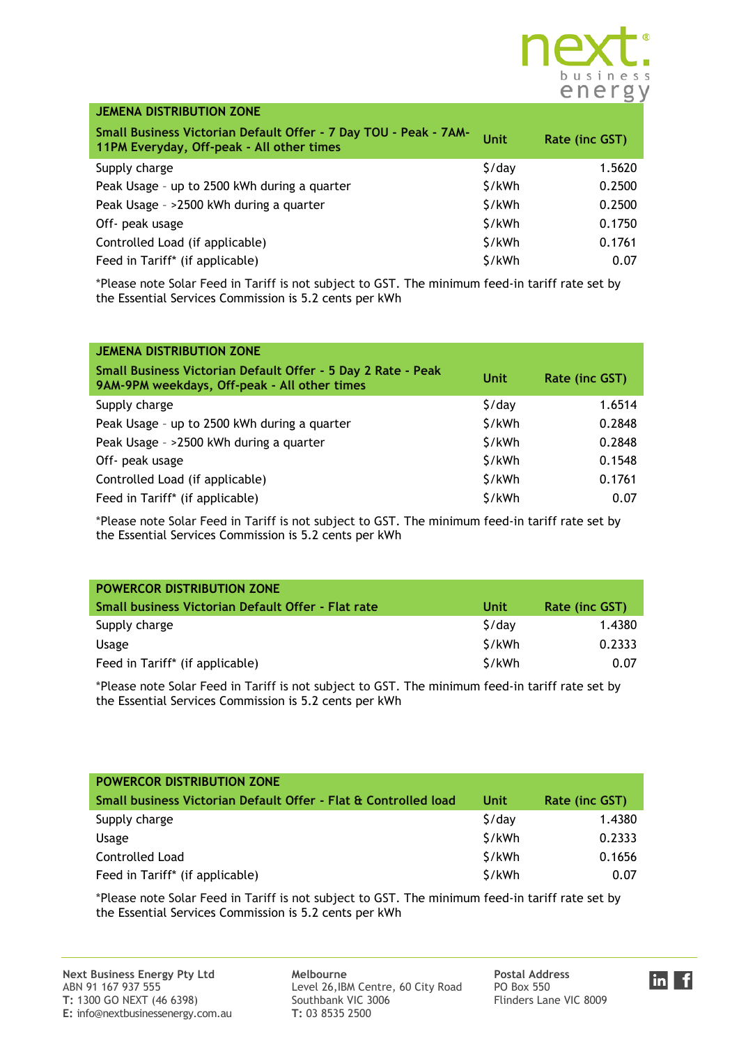| JEMENA DISTRIBUTION ZONE | | |
|---|---|---|
| **Small Business Victorian Default Offer - 7 Day TOU - Peak - 7AM-11PM Everyday, Off-peak - All other times** | **Unit** | **Rate (inc GST)** |
| Supply charge | $/day | 1.5620 |
| Peak Usage – up to 2500 kWh during a quarter | $/kWh | 0.2500 |
| Peak Usage – >2500 kWh during a quarter | $/kWh | 0.2500 |
| Off- peak usage | $/kWh | 0.1750 |
| Controlled Load (if applicable) | $/kWh | 0.1761 |
| Feed in Tariff* (if applicable) | $/kWh | 0.07 |

*Please note Solar Feed in Tariff is not subject to GST. The minimum feed-in tariff rate set by the Essential Services Commission is 5.2 cents per kWh

| JEMENA DISTRIBUTION ZONE | | |
|---|---|---|
| **Small Business Victorian Default Offer - 5 Day 2 Rate - Peak 9AM-9PM weekdays, Off-peak - All other times** | **Unit** | **Rate (inc GST)** |
| Supply charge | $/day | 1.6514 |
| Peak Usage – up to 2500 kWh during a quarter | $/kWh | 0.2848 |
| Peak Usage – >2500 kWh during a quarter | $/kWh | 0.2848 |
| Off- peak usage | $/kWh | 0.1548 |
| Controlled Load (if applicable) | $/kWh | 0.1761 |
| Feed in Tariff* (if applicable) | $/kWh | 0.07 |

*Please note Solar Feed in Tariff is not subject to GST. The minimum feed-in tariff rate set by the Essential Services Commission is 5.2 cents per kWh

| POWERCOR DISTRIBUTION ZONE | | |
|---|---|---|
| **Small business Victorian Default Offer - Flat rate** | **Unit** | **Rate (inc GST)** |
| Supply charge | $/day | 1.4380 |
| Usage | $/kWh | 0.2333 |
| Feed in Tariff* (if applicable) | $/kWh | 0.07 |

*Please note Solar Feed in Tariff is not subject to GST. The minimum feed-in tariff rate set by the Essential Services Commission is 5.2 cents per kWh

| POWERCOR DISTRIBUTION ZONE | | |
|---|---|---|
| **Small business Victorian Default Offer - Flat & Controlled load** | **Unit** | **Rate (inc GST)** |
| Supply charge | $/day | 1.4380 |
| Usage | $/kWh | 0.2333 |
| Controlled Load | $/kWh | 0.1656 |
| Feed in Tariff* (if applicable) | $/kWh | 0.07 |

*Please note Solar Feed in Tariff is not subject to GST. The minimum feed-in tariff rate set by the Essential Services Commission is 5.2 cents per kWh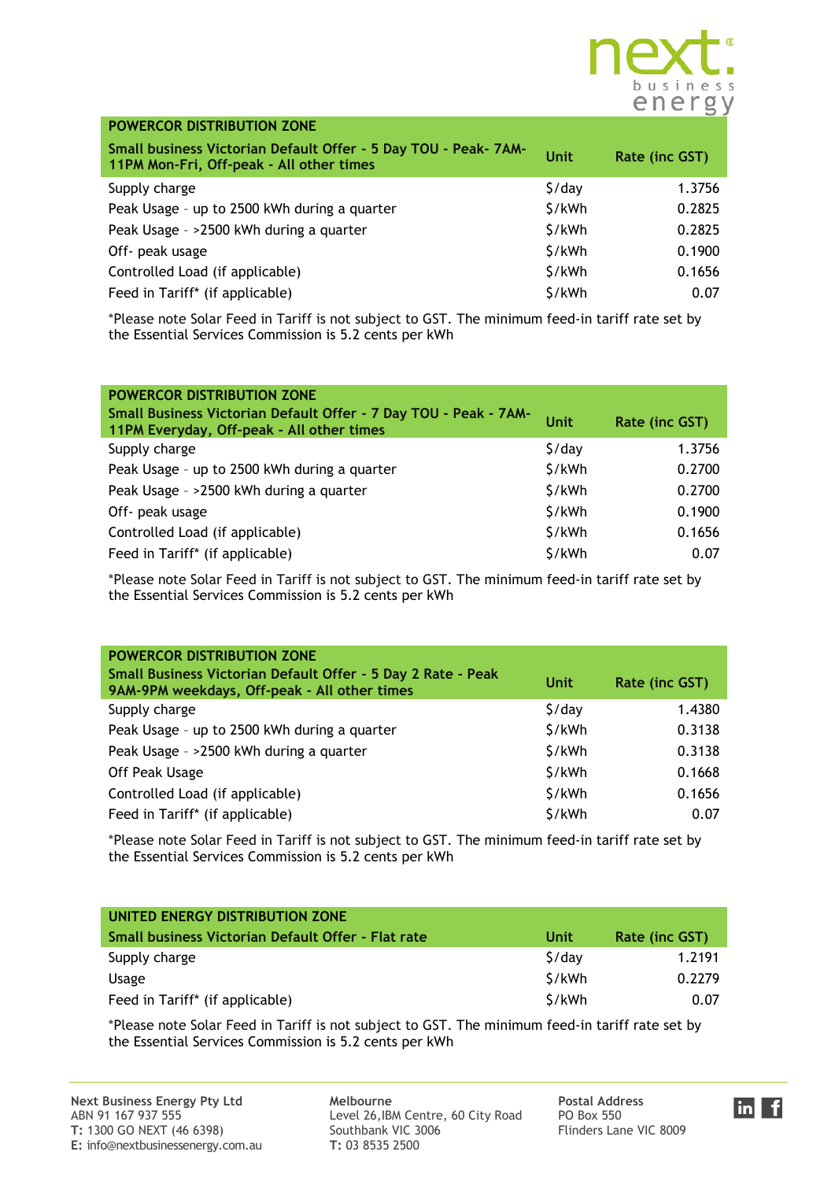| POWERCOR DISTRIBUTION ZONE<br>Small business Victorian Default Offer - 5 Day TOU - Peak- 7AM-11PM Mon-Fri, Off-peak - All other times | Unit | Rate (inc GST) |
|---|---|---|
| Supply charge | $/day | 1.3756 |
| Peak Usage – up to 2500 kWh during a quarter | $/kWh | 0.2825 |
| Peak Usage – >2500 kWh during a quarter | $/kWh | 0.2825 |
| Off- peak usage | $/kWh | 0.1900 |
| Controlled Load (if applicable) | $/kWh | 0.1656 |
| Feed in Tariff* (if applicable) | $/kWh | 0.07 |

*Please note Solar Feed in Tariff is not subject to GST. The minimum feed-in tariff rate set by the Essential Services Commission is 5.2 cents per kWh

| POWERCOR DISTRIBUTION ZONE<br>Small Business Victorian Default Offer - 7 Day TOU - Peak - 7AM-11PM Everyday, Off-peak - All other times | Unit | Rate (inc GST) |
|---|---|---|
| Supply charge | $/day | 1.3756 |
| Peak Usage – up to 2500 kWh during a quarter | $/kWh | 0.2700 |
| Peak Usage – >2500 kWh during a quarter | $/kWh | 0.2700 |
| Off- peak usage | $/kWh | 0.1900 |
| Controlled Load (if applicable) | $/kWh | 0.1656 |
| Feed in Tariff* (if applicable) | $/kWh | 0.07 |

*Please note Solar Feed in Tariff is not subject to GST. The minimum feed-in tariff rate set by the Essential Services Commission is 5.2 cents per kWh

| POWERCOR DISTRIBUTION ZONE<br>Small Business Victorian Default Offer - 5 Day 2 Rate - Peak 9AM-9PM weekdays, Off-peak - All other times | Unit | Rate (inc GST) |
|---|---|---|
| Supply charge | $/day | 1.4380 |
| Peak Usage – up to 2500 kWh during a quarter | $/kWh | 0.3138 |
| Peak Usage – >2500 kWh during a quarter | $/kWh | 0.3138 |
| Off Peak Usage | $/kWh | 0.1668 |
| Controlled Load (if applicable) | $/kWh | 0.1656 |
| Feed in Tariff* (if applicable) | $/kWh | 0.07 |

*Please note Solar Feed in Tariff is not subject to GST. The minimum feed-in tariff rate set by the Essential Services Commission is 5.2 cents per kWh

| UNITED ENERGY DISTRIBUTION ZONE<br>Small business Victorian Default Offer - Flat rate | Unit | Rate (inc GST) |
|---|---|---|
| Supply charge | $/day | 1.2191 |
| Usage | $/kWh | 0.2279 |
| Feed in Tariff* (if applicable) | $/kWh | 0.07 |

*Please note Solar Feed in Tariff is not subject to GST. The minimum feed-in tariff rate set by the Essential Services Commission is 5.2 cents per kWh

**Next Business Energy Pty Ltd**
ABN 91 167 937 555
**T:** 1300 GO NEXT (46 6398)
**E:** info@nextbusinessenergy.com.au

**Melbourne**
Level 26,IBM Centre, 60 City Road
Southbank VIC 3006
**T:** 03 8535 2500

**Postal Address**
PO Box 550
Flinders Lane VIC 8009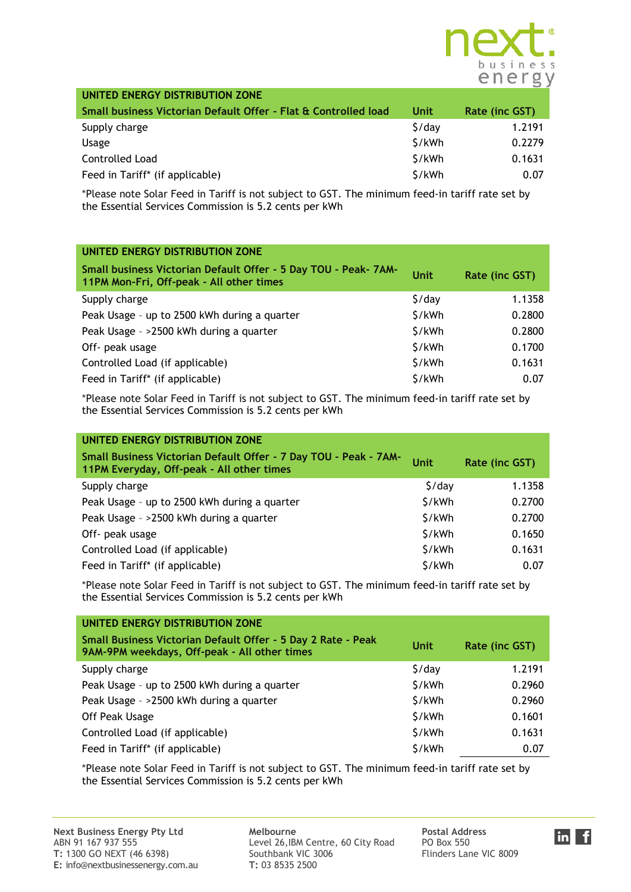| UNITED ENERGY DISTRIBUTION ZONE | | |
| --- | --- | --- |
| **Small business Victorian Default Offer - Flat & Controlled load** | **Unit** | **Rate (inc GST)** |
| Supply charge | $/day | 1.2191 |
| Usage | $/kWh | 0.2279 |
| Controlled Load | $/kWh | 0.1631 |
| Feed in Tariff* (if applicable) | $/kWh | 0.07 |

*Please note Solar Feed in Tariff is not subject to GST. The minimum feed-in tariff rate set by the Essential Services Commission is 5.2 cents per kWh

| UNITED ENERGY DISTRIBUTION ZONE | | |
| --- | --- | --- |
| **Small business Victorian Default Offer - 5 Day TOU - Peak- 7AM-11PM Mon-Fri, Off-peak - All other times** | **Unit** | **Rate (inc GST)** |
| Supply charge | $/day | 1.1358 |
| Peak Usage - up to 2500 kWh during a quarter | $/kWh | 0.2800 |
| Peak Usage - >2500 kWh during a quarter | $/kWh | 0.2800 |
| Off- peak usage | $/kWh | 0.1700 |
| Controlled Load (if applicable) | $/kWh | 0.1631 |
| Feed in Tariff* (if applicable) | $/kWh | 0.07 |

*Please note Solar Feed in Tariff is not subject to GST. The minimum feed-in tariff rate set by the Essential Services Commission is 5.2 cents per kWh

| UNITED ENERGY DISTRIBUTION ZONE | | |
| --- | --- | --- |
| **Small Business Victorian Default Offer - 7 Day TOU - Peak - 7AM-11PM Everyday, Off-peak - All other times** | **Unit** | **Rate (inc GST)** |
| Supply charge | $/day | 1.1358 |
| Peak Usage - up to 2500 kWh during a quarter | $/kWh | 0.2700 |
| Peak Usage - >2500 kWh during a quarter | $/kWh | 0.2700 |
| Off- peak usage | $/kWh | 0.1650 |
| Controlled Load (if applicable) | $/kWh | 0.1631 |
| Feed in Tariff* (if applicable) | $/kWh | 0.07 |

*Please note Solar Feed in Tariff is not subject to GST. The minimum feed-in tariff rate set by the Essential Services Commission is 5.2 cents per kWh

| UNITED ENERGY DISTRIBUTION ZONE | | |
| --- | --- | --- |
| **Small Business Victorian Default Offer - 5 Day 2 Rate - Peak 9AM-9PM weekdays, Off-peak - All other times** | **Unit** | **Rate (inc GST)** |
| Supply charge | $/day | 1.2191 |
| Peak Usage - up to 2500 kWh during a quarter | $/kWh | 0.2960 |
| Peak Usage - >2500 kWh during a quarter | $/kWh | 0.2960 |
| Off Peak Usage | $/kWh | 0.1601 |
| Controlled Load (if applicable) | $/kWh | 0.1631 |
| Feed in Tariff* (if applicable) | $/kWh | 0.07 |

*Please note Solar Feed in Tariff is not subject to GST. The minimum feed-in tariff rate set by the Essential Services Commission is 5.2 cents per kWh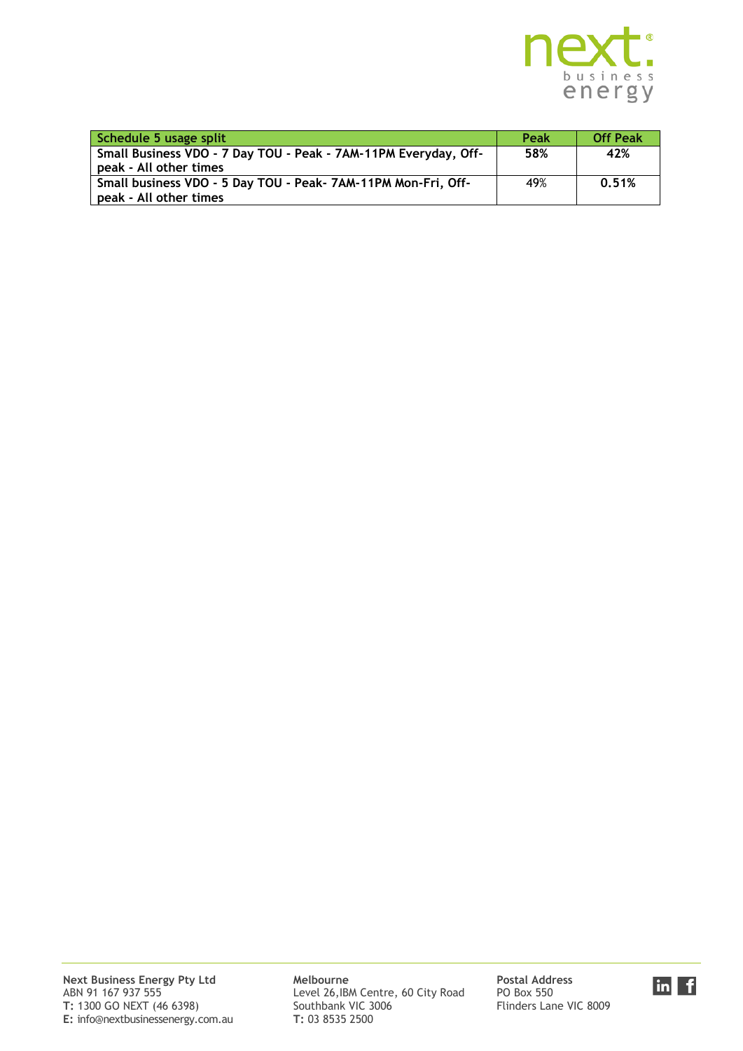| Schedule 5 usage split | Peak | Off Peak |
| --- | --- | --- |
| Small Business VDO - 7 Day TOU - Peak - 7AM-11PM Everyday, Off-peak - All other times | 58% | 42% |
| Small business VDO - 5 Day TOU - Peak- 7AM-11PM Mon-Fri, Off-peak - All other times | 49% | 0.51% |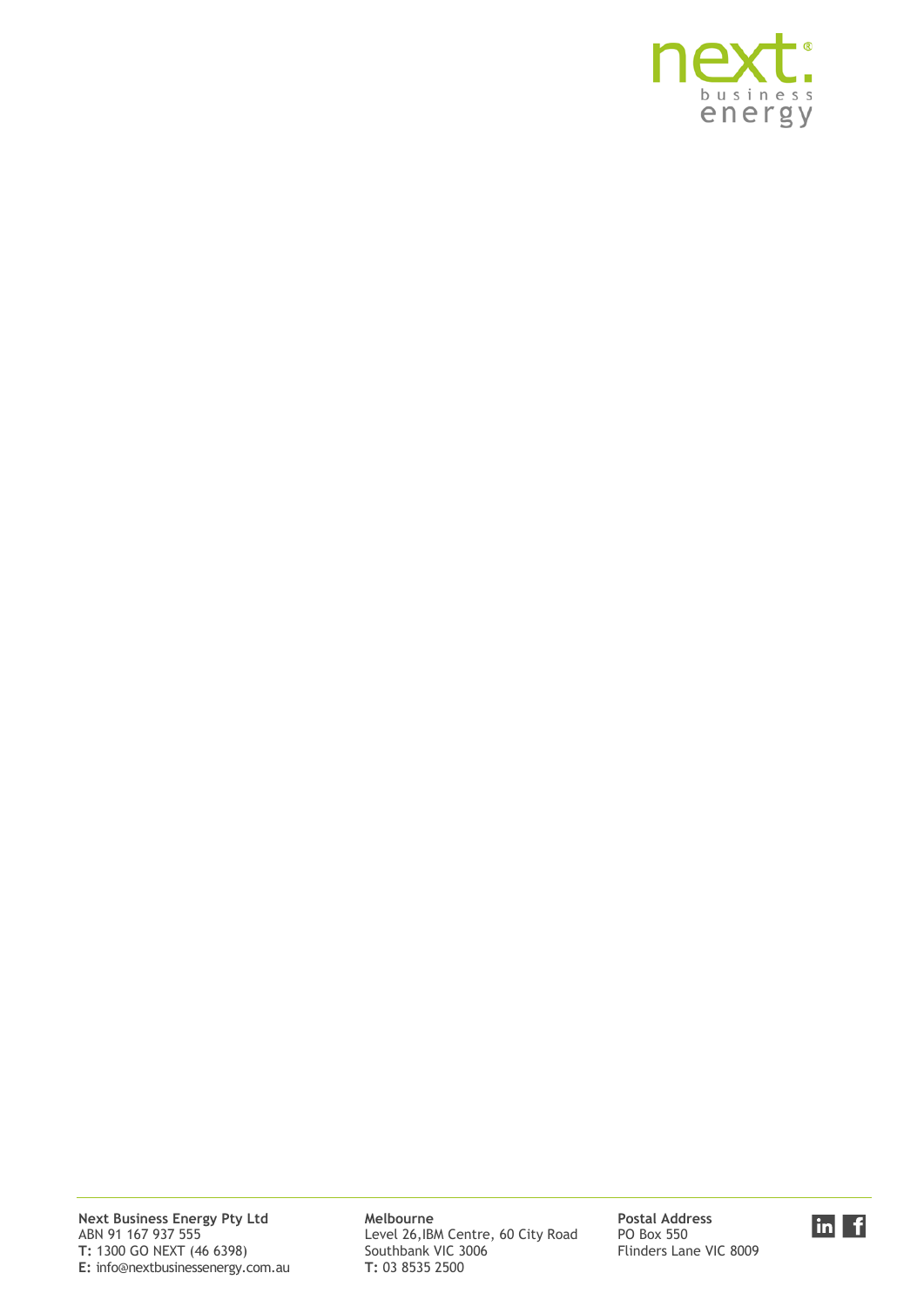**Next Business Energy Pty Ltd**
ABN 91 167 937 555
**T:** 1300 GO NEXT (46 6398)
**E:** info@nextbusinessenergy.com.au

**Melbourne**
Level 26,IBM Centre, 60 City Road
Southbank VIC 3006
**T:** 03 8535 2500

**Postal Address**
PO Box 550
Flinders Lane VIC 8009